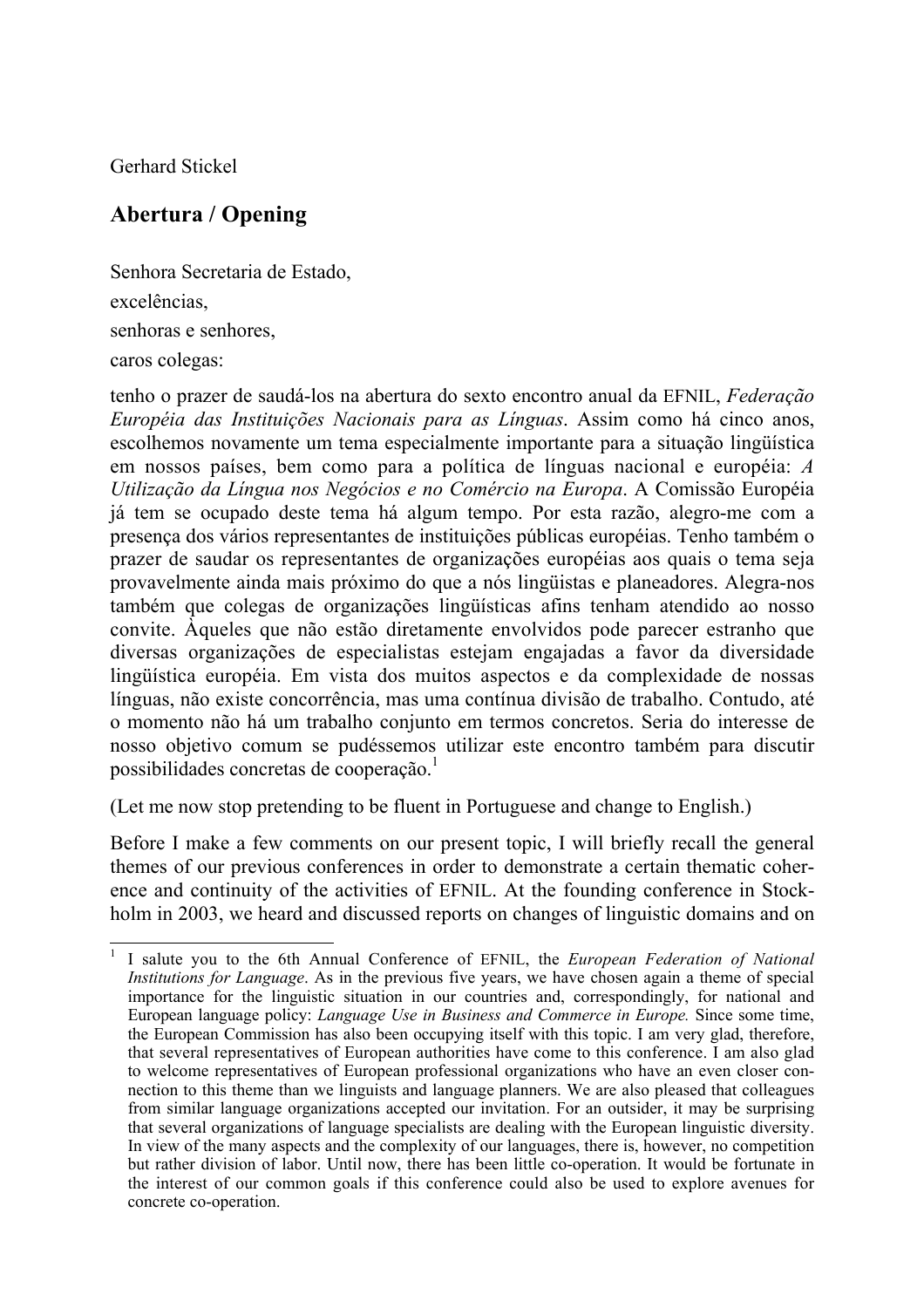Gerhard Stickel

## Abertura / Opening

Senhora Secretaria de Estado,  
excelências,  
senhoras e senhores,  
caros colegas:

tenho o prazer de saudá-los na abertura do sexto encontro anual da EFNIL, *Federação Européia das Instituições Nacionais para as Línguas*. Assim como há cinco anos, escolhemos novamente um tema especialmente importante para a situação lingüística em nossos países, bem como para a política de línguas nacional e européia: *A Utilização da Língua nos Negócios e no Comércio na Europa*. A Comissão Européia já tem se ocupado deste tema há algum tempo. Por esta razão, alegro-me com a presença dos vários representantes de instituições públicas européias. Tenho também o prazer de saudar os representantes de organizações européias aos quais o tema seja provavelmente ainda mais próximo do que a nós lingüistas e planeadores. Alegra-nos também que colegas de organizações lingüísticas afins tenham atendido ao nosso convite. Àqueles que não estão diretamente envolvidos pode parecer estranho que diversas organizações de especialistas estejam engajadas a favor da diversidade lingüística européia. Em vista dos muitos aspectos e da complexidade de nossas línguas, não existe concorrência, mas uma contínua divisão de trabalho. Contudo, até o momento não há um trabalho conjunto em termos concretos. Seria do interesse de nosso objetivo comum se pudéssemos utilizar este encontro também para discutir possibilidades concretas de cooperação.[1]

(Let me now stop pretending to be fluent in Portuguese and change to English.)

Before I make a few comments on our present topic, I will briefly recall the general themes of our previous conferences in order to demonstrate a certain thematic coherence and continuity of the activities of EFNIL. At the founding conference in Stockholm in 2003, we heard and discussed reports on changes of linguistic domains and on

[1] I salute you to the 6th Annual Conference of EFNIL, the *European Federation of National Institutions for Language*. As in the previous five years, we have chosen again a theme of special importance for the linguistic situation in our countries and, correspondingly, for national and European language policy: *Language Use in Business and Commerce in Europe.* Since some time, the European Commission has also been occupying itself with this topic. I am very glad, therefore, that several representatives of European authorities have come to this conference. I am also glad to welcome representatives of European professional organizations who have an even closer connection to this theme than we linguists and language planners. We are also pleased that colleagues from similar language organizations accepted our invitation. For an outsider, it may be surprising that several organizations of language specialists are dealing with the European linguistic diversity. In view of the many aspects and the complexity of our languages, there is, however, no competition but rather division of labor. Until now, there has been little co-operation. It would be fortunate in the interest of our common goals if this conference could also be used to explore avenues for concrete co-operation.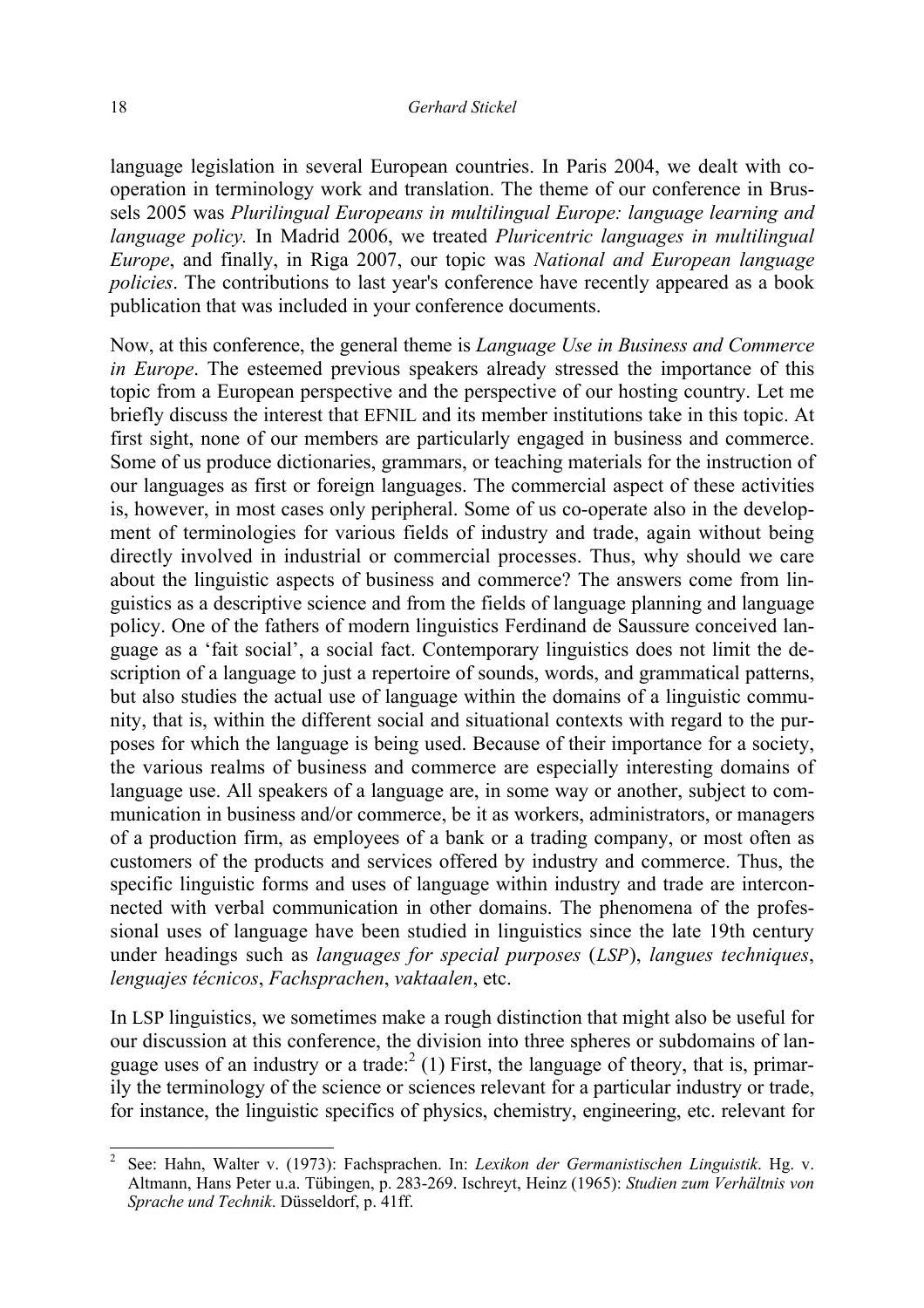language legislation in several European countries. In Paris 2004, we dealt with co-operation in terminology work and translation. The theme of our conference in Brussels 2005 was *Plurilingual Europeans in multilingual Europe: language learning and language policy.* In Madrid 2006, we treated *Pluricentric languages in multilingual Europe*, and finally, in Riga 2007, our topic was *National and European language policies*. The contributions to last year's conference have recently appeared as a book publication that was included in your conference documents.

Now, at this conference, the general theme is *Language Use in Business and Commerce in Europe*. The esteemed previous speakers already stressed the importance of this topic from a European perspective and the perspective of our hosting country. Let me briefly discuss the interest that EFNIL and its member institutions take in this topic. At first sight, none of our members are particularly engaged in business and commerce. Some of us produce dictionaries, grammars, or teaching materials for the instruction of our languages as first or foreign languages. The commercial aspect of these activities is, however, in most cases only peripheral. Some of us co-operate also in the development of terminologies for various fields of industry and trade, again without being directly involved in industrial or commercial processes. Thus, why should we care about the linguistic aspects of business and commerce? The answers come from linguistics as a descriptive science and from the fields of language planning and language policy. One of the fathers of modern linguistics Ferdinand de Saussure conceived language as a 'fait social', a social fact. Contemporary linguistics does not limit the description of a language to just a repertoire of sounds, words, and grammatical patterns, but also studies the actual use of language within the domains of a linguistic community, that is, within the different social and situational contexts with regard to the purposes for which the language is being used. Because of their importance for a society, the various realms of business and commerce are especially interesting domains of language use. All speakers of a language are, in some way or another, subject to communication in business and/or commerce, be it as workers, administrators, or managers of a production firm, as employees of a bank or a trading company, or most often as customers of the products and services offered by industry and commerce. Thus, the specific linguistic forms and uses of language within industry and trade are interconnected with verbal communication in other domains. The phenomena of the professional uses of language have been studied in linguistics since the late 19th century under headings such as *languages for special purposes* (*LSP*), *langues techniques*, *lenguajes técnicos*, *Fachsprachen*, *vaktaalen*, etc.

In LSP linguistics, we sometimes make a rough distinction that might also be useful for our discussion at this conference, the division into three spheres or subdomains of language uses of an industry or a trade:[2] (1) First, the language of theory, that is, primarily the terminology of the science or sciences relevant for a particular industry or trade, for instance, the linguistic specifics of physics, chemistry, engineering, etc. relevant for

---

[2] See: Hahn, Walter v. (1973): Fachsprachen. In: *Lexikon der Germanistischen Linguistik*. Hg. v. Altmann, Hans Peter u.a. Tübingen, p. 283-269. Ischreyt, Heinz (1965): *Studien zum Verhältnis von Sprache und Technik*. Düsseldorf, p. 41ff.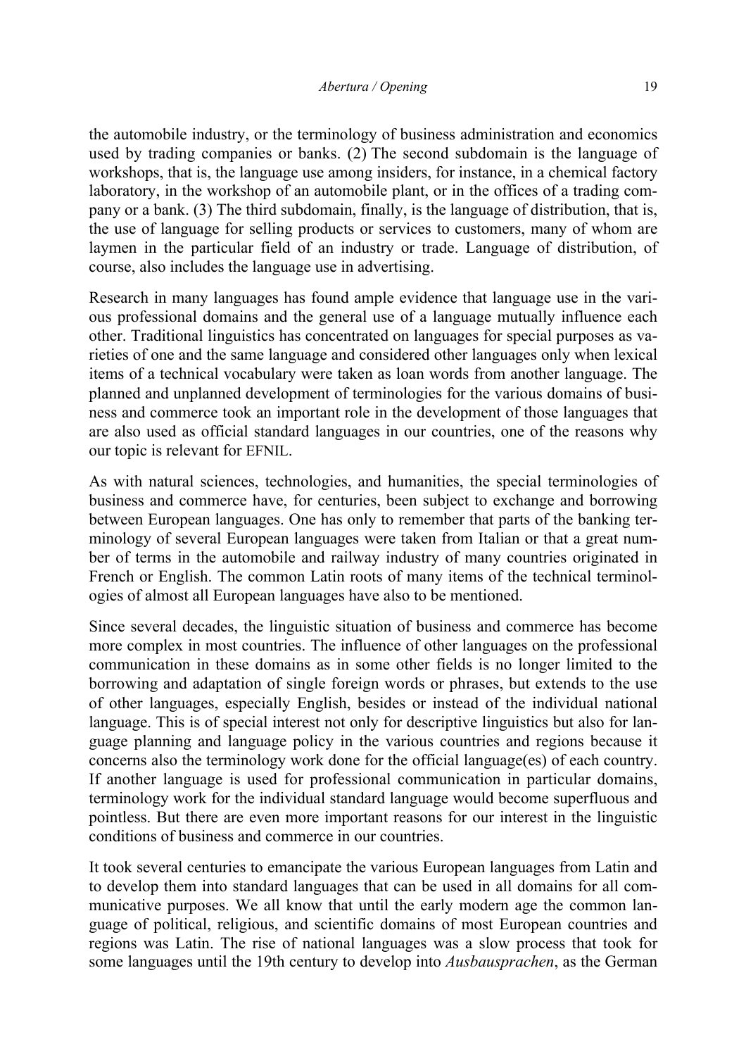the automobile industry, or the terminology of business administration and economics used by trading companies or banks. (2) The second subdomain is the language of workshops, that is, the language use among insiders, for instance, in a chemical factory laboratory, in the workshop of an automobile plant, or in the offices of a trading company or a bank. (3) The third subdomain, finally, is the language of distribution, that is, the use of language for selling products or services to customers, many of whom are laymen in the particular field of an industry or trade. Language of distribution, of course, also includes the language use in advertising.

Research in many languages has found ample evidence that language use in the various professional domains and the general use of a language mutually influence each other. Traditional linguistics has concentrated on languages for special purposes as varieties of one and the same language and considered other languages only when lexical items of a technical vocabulary were taken as loan words from another language. The planned and unplanned development of terminologies for the various domains of business and commerce took an important role in the development of those languages that are also used as official standard languages in our countries, one of the reasons why our topic is relevant for EFNIL.

As with natural sciences, technologies, and humanities, the special terminologies of business and commerce have, for centuries, been subject to exchange and borrowing between European languages. One has only to remember that parts of the banking terminology of several European languages were taken from Italian or that a great number of terms in the automobile and railway industry of many countries originated in French or English. The common Latin roots of many items of the technical terminologies of almost all European languages have also to be mentioned.

Since several decades, the linguistic situation of business and commerce has become more complex in most countries. The influence of other languages on the professional communication in these domains as in some other fields is no longer limited to the borrowing and adaptation of single foreign words or phrases, but extends to the use of other languages, especially English, besides or instead of the individual national language. This is of special interest not only for descriptive linguistics but also for language planning and language policy in the various countries and regions because it concerns also the terminology work done for the official language(es) of each country. If another language is used for professional communication in particular domains, terminology work for the individual standard language would become superfluous and pointless. But there are even more important reasons for our interest in the linguistic conditions of business and commerce in our countries.

It took several centuries to emancipate the various European languages from Latin and to develop them into standard languages that can be used in all domains for all communicative purposes. We all know that until the early modern age the common language of political, religious, and scientific domains of most European countries and regions was Latin. The rise of national languages was a slow process that took for some languages until the 19th century to develop into *Ausbausprachen*, as the German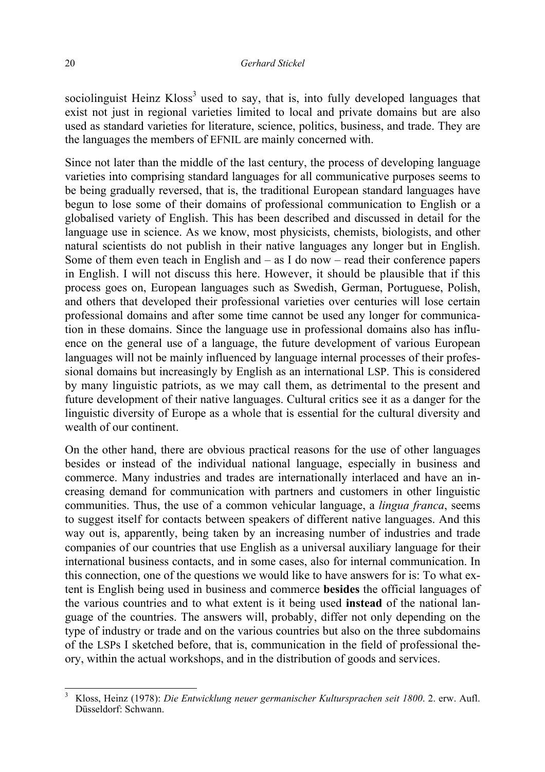sociolinguist Heinz Kloss[3] used to say, that is, into fully developed languages that exist not just in regional varieties limited to local and private domains but are also used as standard varieties for literature, science, politics, business, and trade. They are the languages the members of EFNIL are mainly concerned with.

Since not later than the middle of the last century, the process of developing language varieties into comprising standard languages for all communicative purposes seems to be being gradually reversed, that is, the traditional European standard languages have begun to lose some of their domains of professional communication to English or a globalised variety of English. This has been described and discussed in detail for the language use in science. As we know, most physicists, chemists, biologists, and other natural scientists do not publish in their native languages any longer but in English. Some of them even teach in English and – as I do now – read their conference papers in English. I will not discuss this here. However, it should be plausible that if this process goes on, European languages such as Swedish, German, Portuguese, Polish, and others that developed their professional varieties over centuries will lose certain professional domains and after some time cannot be used any longer for communication in these domains. Since the language use in professional domains also has influence on the general use of a language, the future development of various European languages will not be mainly influenced by language internal processes of their professional domains but increasingly by English as an international LSP. This is considered by many linguistic patriots, as we may call them, as detrimental to the present and future development of their native languages. Cultural critics see it as a danger for the linguistic diversity of Europe as a whole that is essential for the cultural diversity and wealth of our continent.

On the other hand, there are obvious practical reasons for the use of other languages besides or instead of the individual national language, especially in business and commerce. Many industries and trades are internationally interlaced and have an increasing demand for communication with partners and customers in other linguistic communities. Thus, the use of a common vehicular language, a *lingua franca*, seems to suggest itself for contacts between speakers of different native languages. And this way out is, apparently, being taken by an increasing number of industries and trade companies of our countries that use English as a universal auxiliary language for their international business contacts, and in some cases, also for internal communication. In this connection, one of the questions we would like to have answers for is: To what extent is English being used in business and commerce **besides** the official languages of the various countries and to what extent is it being used **instead** of the national language of the countries. The answers will, probably, differ not only depending on the type of industry or trade and on the various countries but also on the three subdomains of the LSPs I sketched before, that is, communication in the field of professional theory, within the actual workshops, and in the distribution of goods and services.

[3] Kloss, Heinz (1978): *Die Entwicklung neuer germanischer Kultursprachen seit 1800*. 2. erw. Aufl. Düsseldorf: Schwann.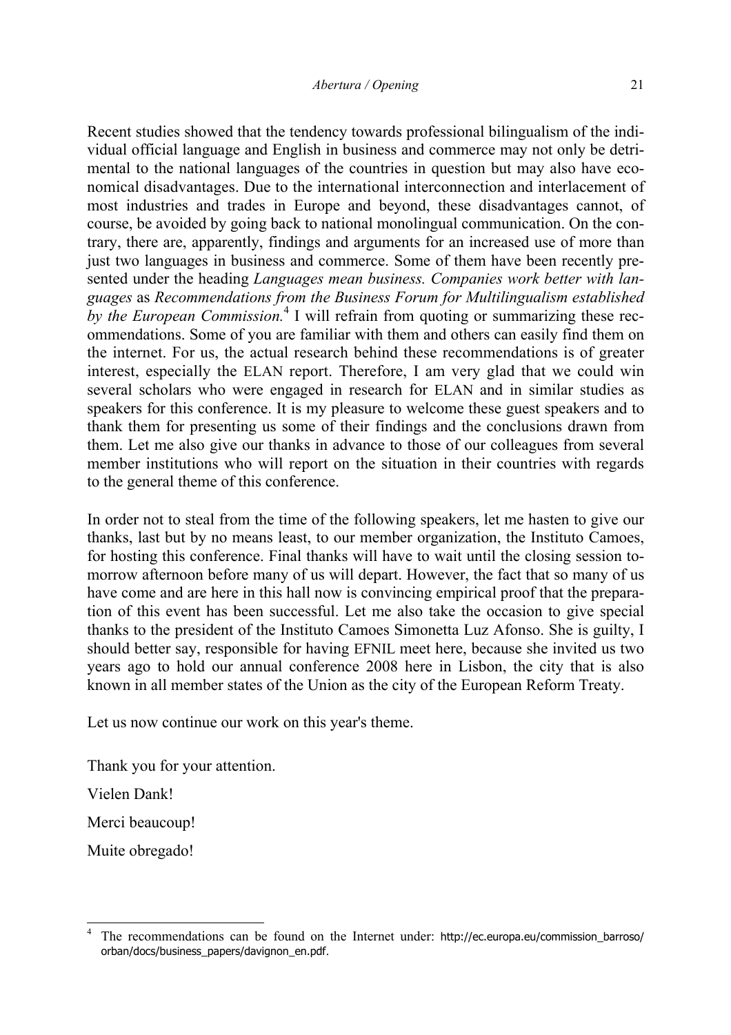Recent studies showed that the tendency towards professional bilingualism of the individual official language and English in business and commerce may not only be detrimental to the national languages of the countries in question but may also have economical disadvantages. Due to the international interconnection and interlacement of most industries and trades in Europe and beyond, these disadvantages cannot, of course, be avoided by going back to national monolingual communication. On the contrary, there are, apparently, findings and arguments for an increased use of more than just two languages in business and commerce. Some of them have been recently presented under the heading *Languages mean business. Companies work better with languages* as *Recommendations from the Business Forum for Multilingualism established by the European Commission.*[4] I will refrain from quoting or summarizing these recommendations. Some of you are familiar with them and others can easily find them on the internet. For us, the actual research behind these recommendations is of greater interest, especially the ELAN report. Therefore, I am very glad that we could win several scholars who were engaged in research for ELAN and in similar studies as speakers for this conference. It is my pleasure to welcome these guest speakers and to thank them for presenting us some of their findings and the conclusions drawn from them. Let me also give our thanks in advance to those of our colleagues from several member institutions who will report on the situation in their countries with regards to the general theme of this conference.

In order not to steal from the time of the following speakers, let me hasten to give our thanks, last but by no means least, to our member organization, the Instituto Camoes, for hosting this conference. Final thanks will have to wait until the closing session tomorrow afternoon before many of us will depart. However, the fact that so many of us have come and are here in this hall now is convincing empirical proof that the preparation of this event has been successful. Let me also take the occasion to give special thanks to the president of the Instituto Camoes Simonetta Luz Afonso. She is guilty, I should better say, responsible for having EFNIL meet here, because she invited us two years ago to hold our annual conference 2008 here in Lisbon, the city that is also known in all member states of the Union as the city of the European Reform Treaty.

Let us now continue our work on this year's theme.

Thank you for your attention.

Vielen Dank!

Merci beaucoup!

Muite obregado!

---

[4] The recommendations can be found on the Internet under: http://ec.europa.eu/commission_barroso/orban/docs/business_papers/davignon_en.pdf.